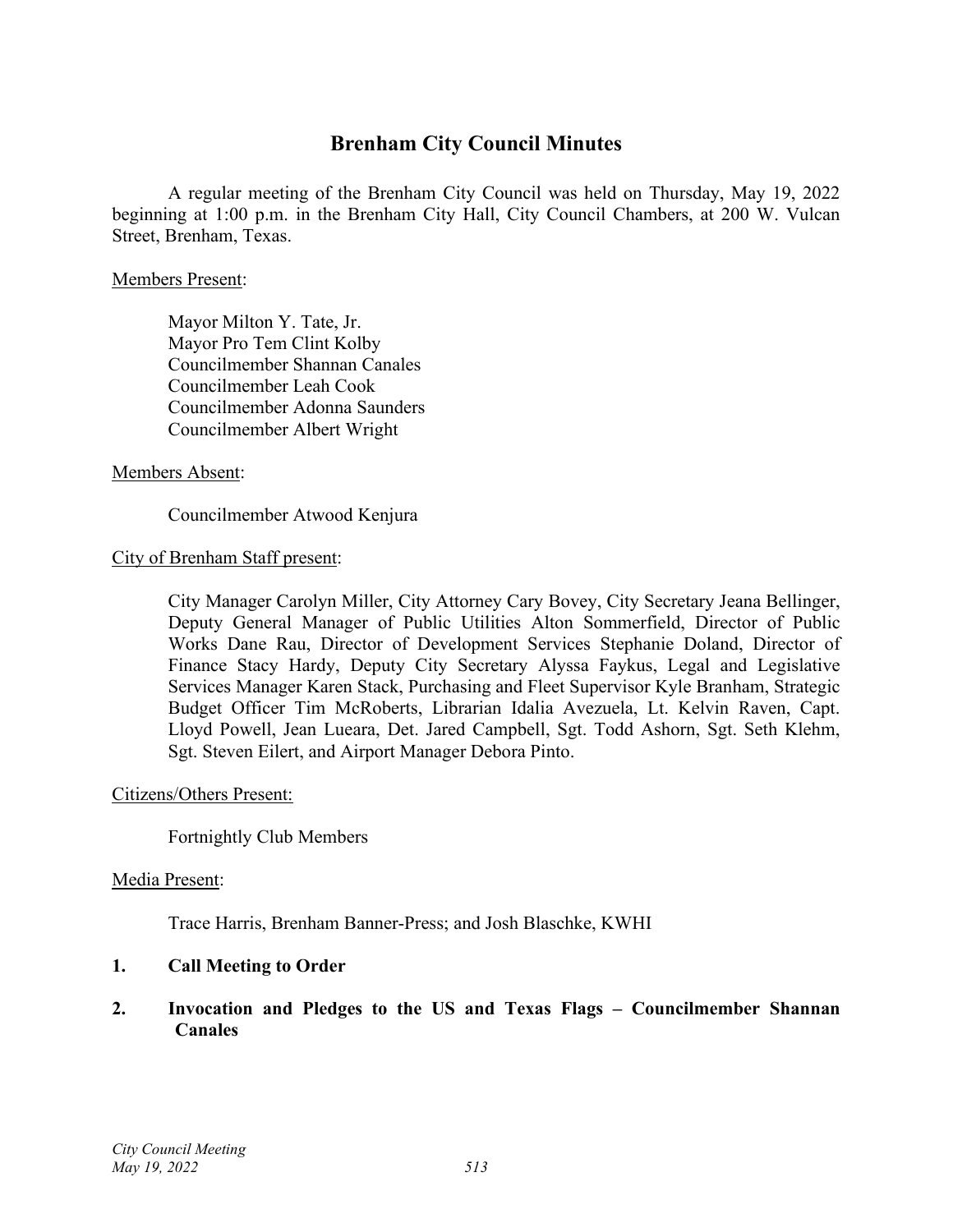# Brenham City Council Minutes

A regular meeting of the Brenham City Council was held on Thursday, May 19, 2022 beginning at 1:00 p.m. in the Brenham City Hall, City Council Chambers, at 200 W. Vulcan Street, Brenham, Texas.

Members Present:

Mayor Milton Y. Tate, Jr.
Mayor Pro Tem Clint Kolby
Councilmember Shannan Canales
Councilmember Leah Cook
Councilmember Adonna Saunders
Councilmember Albert Wright

Members Absent:

Councilmember Atwood Kenjura

City of Brenham Staff present:

City Manager Carolyn Miller, City Attorney Cary Bovey, City Secretary Jeana Bellinger, Deputy General Manager of Public Utilities Alton Sommerfield, Director of Public Works Dane Rau, Director of Development Services Stephanie Doland, Director of Finance Stacy Hardy, Deputy City Secretary Alyssa Faykus, Legal and Legislative Services Manager Karen Stack, Purchasing and Fleet Supervisor Kyle Branham, Strategic Budget Officer Tim McRoberts, Librarian Idalia Avezuela, Lt. Kelvin Raven, Capt. Lloyd Powell, Jean Lueara, Det. Jared Campbell, Sgt. Todd Ashorn, Sgt. Seth Klehm, Sgt. Steven Eilert, and Airport Manager Debora Pinto.

Citizens/Others Present:

Fortnightly Club Members

Media Present:

Trace Harris, Brenham Banner-Press; and Josh Blaschke, KWHI

**1. Call Meeting to Order**

**2. Invocation and Pledges to the US and Texas Flags – Councilmember Shannan Canales**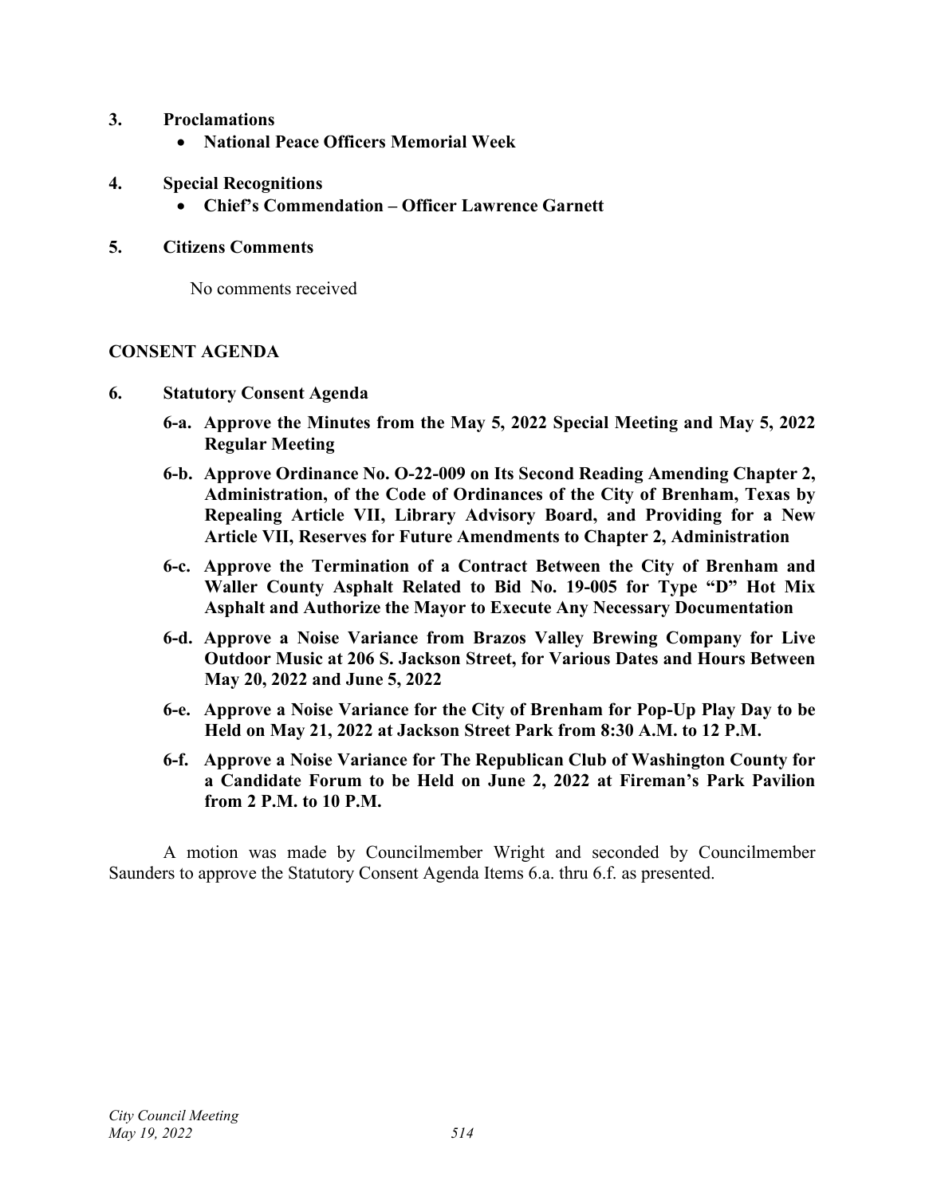**3. Proclamations**

- **National Peace Officers Memorial Week**

**4. Special Recognitions**

- **Chief's Commendation – Officer Lawrence Garnett**

**5. Citizens Comments**

No comments received

## CONSENT AGENDA

**6. Statutory Consent Agenda**

**6-a. Approve the Minutes from the May 5, 2022 Special Meeting and May 5, 2022 Regular Meeting**

**6-b. Approve Ordinance No. O-22-009 on Its Second Reading Amending Chapter 2, Administration, of the Code of Ordinances of the City of Brenham, Texas by Repealing Article VII, Library Advisory Board, and Providing for a New Article VII, Reserves for Future Amendments to Chapter 2, Administration**

**6-c. Approve the Termination of a Contract Between the City of Brenham and Waller County Asphalt Related to Bid No. 19-005 for Type "D" Hot Mix Asphalt and Authorize the Mayor to Execute Any Necessary Documentation**

**6-d. Approve a Noise Variance from Brazos Valley Brewing Company for Live Outdoor Music at 206 S. Jackson Street, for Various Dates and Hours Between May 20, 2022 and June 5, 2022**

**6-e. Approve a Noise Variance for the City of Brenham for Pop-Up Play Day to be Held on May 21, 2022 at Jackson Street Park from 8:30 A.M. to 12 P.M.**

**6-f. Approve a Noise Variance for The Republican Club of Washington County for a Candidate Forum to be Held on June 2, 2022 at Fireman's Park Pavilion from 2 P.M. to 10 P.M.**

A motion was made by Councilmember Wright and seconded by Councilmember Saunders to approve the Statutory Consent Agenda Items 6.a. thru 6.f. as presented.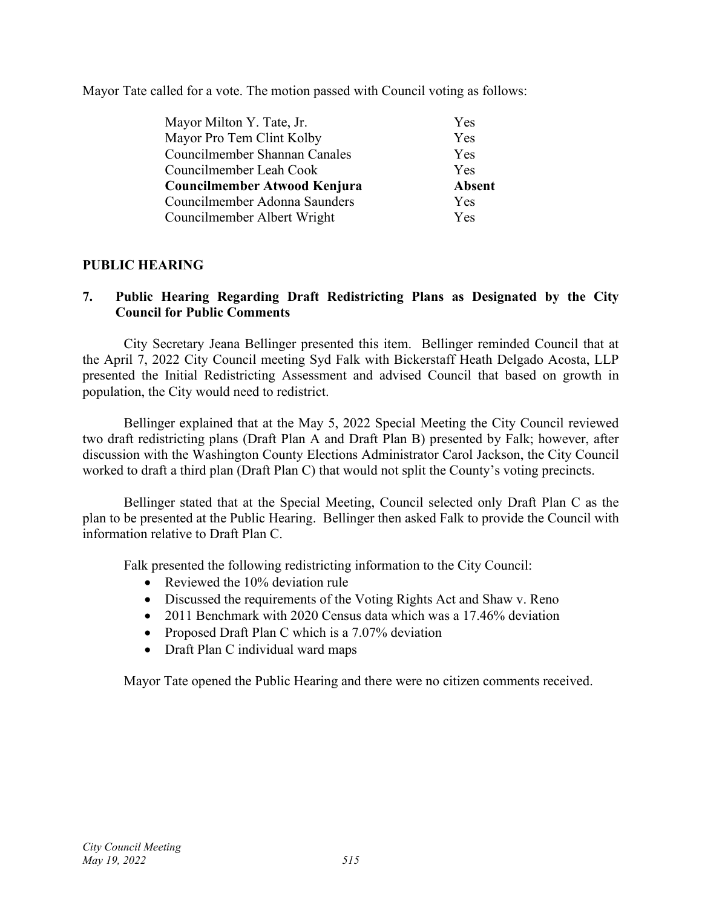Mayor Tate called for a vote. The motion passed with Council voting as follows:

| | |
|---|---|
| Mayor Milton Y. Tate, Jr. | Yes |
| Mayor Pro Tem Clint Kolby | Yes |
| Councilmember Shannan Canales | Yes |
| Councilmember Leah Cook | Yes |
| **Councilmember Atwood Kenjura** | **Absent** |
| Councilmember Adonna Saunders | Yes |
| Councilmember Albert Wright | Yes |

## PUBLIC HEARING

### 7. Public Hearing Regarding Draft Redistricting Plans as Designated by the City Council for Public Comments

City Secretary Jeana Bellinger presented this item. Bellinger reminded Council that at the April 7, 2022 City Council meeting Syd Falk with Bickerstaff Heath Delgado Acosta, LLP presented the Initial Redistricting Assessment and advised Council that based on growth in population, the City would need to redistrict.

Bellinger explained that at the May 5, 2022 Special Meeting the City Council reviewed two draft redistricting plans (Draft Plan A and Draft Plan B) presented by Falk; however, after discussion with the Washington County Elections Administrator Carol Jackson, the City Council worked to draft a third plan (Draft Plan C) that would not split the County's voting precincts.

Bellinger stated that at the Special Meeting, Council selected only Draft Plan C as the plan to be presented at the Public Hearing. Bellinger then asked Falk to provide the Council with information relative to Draft Plan C.

Falk presented the following redistricting information to the City Council:

- Reviewed the 10% deviation rule
- Discussed the requirements of the Voting Rights Act and Shaw v. Reno
- 2011 Benchmark with 2020 Census data which was a 17.46% deviation
- Proposed Draft Plan C which is a 7.07% deviation
- Draft Plan C individual ward maps

Mayor Tate opened the Public Hearing and there were no citizen comments received.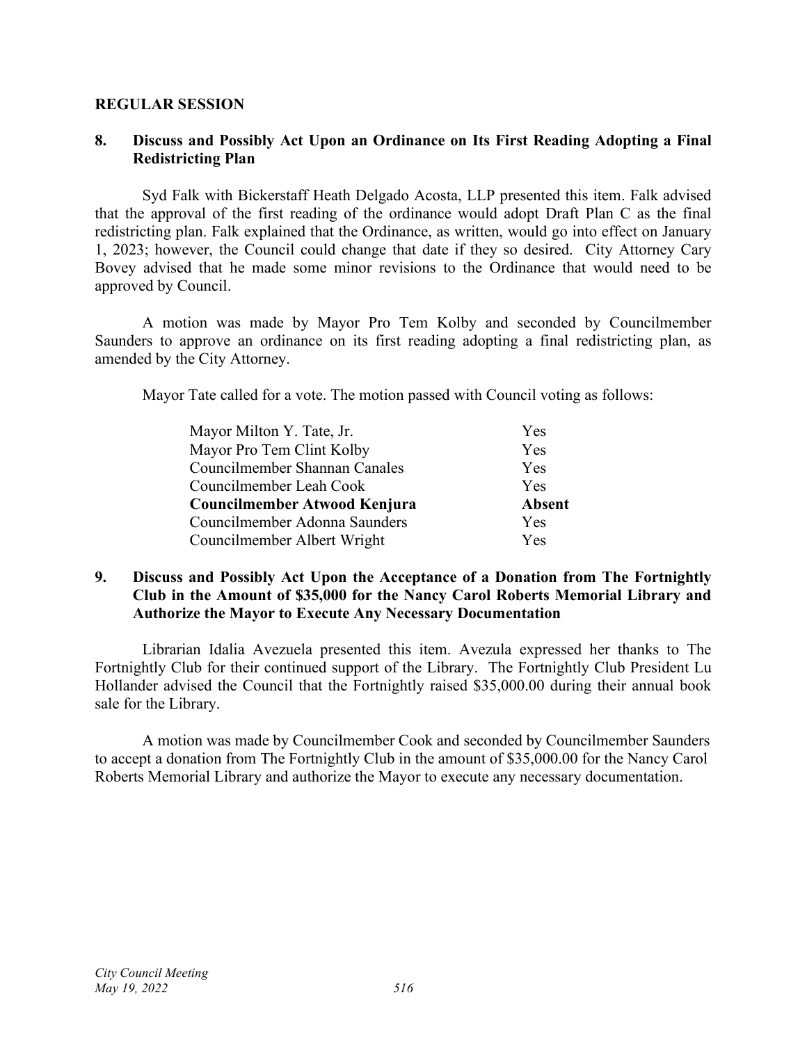## REGULAR SESSION

### 8. Discuss and Possibly Act Upon an Ordinance on Its First Reading Adopting a Final Redistricting Plan

Syd Falk with Bickerstaff Heath Delgado Acosta, LLP presented this item. Falk advised that the approval of the first reading of the ordinance would adopt Draft Plan C as the final redistricting plan. Falk explained that the Ordinance, as written, would go into effect on January 1, 2023; however, the Council could change that date if they so desired. City Attorney Cary Bovey advised that he made some minor revisions to the Ordinance that would need to be approved by Council.

A motion was made by Mayor Pro Tem Kolby and seconded by Councilmember Saunders to approve an ordinance on its first reading adopting a final redistricting plan, as amended by the City Attorney.

Mayor Tate called for a vote. The motion passed with Council voting as follows:

| | |
|---|---|
| Mayor Milton Y. Tate, Jr. | Yes |
| Mayor Pro Tem Clint Kolby | Yes |
| Councilmember Shannan Canales | Yes |
| Councilmember Leah Cook | Yes |
| **Councilmember Atwood Kenjura** | **Absent** |
| Councilmember Adonna Saunders | Yes |
| Councilmember Albert Wright | Yes |

### 9. Discuss and Possibly Act Upon the Acceptance of a Donation from The Fortnightly Club in the Amount of $35,000 for the Nancy Carol Roberts Memorial Library and Authorize the Mayor to Execute Any Necessary Documentation

Librarian Idalia Avezuela presented this item. Avezula expressed her thanks to The Fortnightly Club for their continued support of the Library. The Fortnightly Club President Lu Hollander advised the Council that the Fortnightly raised $35,000.00 during their annual book sale for the Library.

A motion was made by Councilmember Cook and seconded by Councilmember Saunders to accept a donation from The Fortnightly Club in the amount of $35,000.00 for the Nancy Carol Roberts Memorial Library and authorize the Mayor to execute any necessary documentation.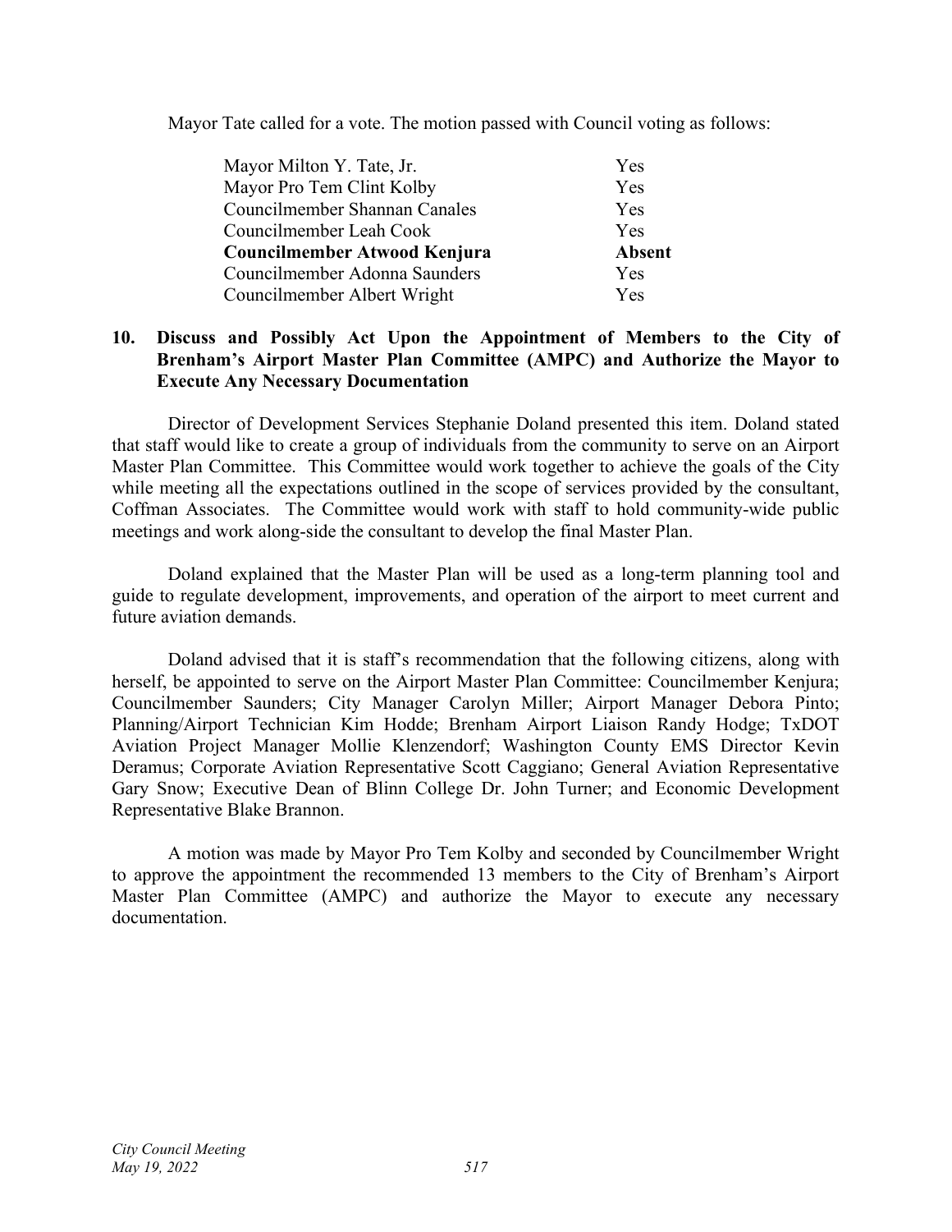Mayor Tate called for a vote. The motion passed with Council voting as follows:

| | |
|---|---|
| Mayor Milton Y. Tate, Jr. | Yes |
| Mayor Pro Tem Clint Kolby | Yes |
| Councilmember Shannan Canales | Yes |
| Councilmember Leah Cook | Yes |
| **Councilmember Atwood Kenjura** | **Absent** |
| Councilmember Adonna Saunders | Yes |
| Councilmember Albert Wright | Yes |

**10. Discuss and Possibly Act Upon the Appointment of Members to the City of Brenham's Airport Master Plan Committee (AMPC) and Authorize the Mayor to Execute Any Necessary Documentation**

Director of Development Services Stephanie Doland presented this item. Doland stated that staff would like to create a group of individuals from the community to serve on an Airport Master Plan Committee. This Committee would work together to achieve the goals of the City while meeting all the expectations outlined in the scope of services provided by the consultant, Coffman Associates. The Committee would work with staff to hold community-wide public meetings and work along-side the consultant to develop the final Master Plan.

Doland explained that the Master Plan will be used as a long-term planning tool and guide to regulate development, improvements, and operation of the airport to meet current and future aviation demands.

Doland advised that it is staff's recommendation that the following citizens, along with herself, be appointed to serve on the Airport Master Plan Committee: Councilmember Kenjura; Councilmember Saunders; City Manager Carolyn Miller; Airport Manager Debora Pinto; Planning/Airport Technician Kim Hodde; Brenham Airport Liaison Randy Hodge; TxDOT Aviation Project Manager Mollie Klenzendorf; Washington County EMS Director Kevin Deramus; Corporate Aviation Representative Scott Caggiano; General Aviation Representative Gary Snow; Executive Dean of Blinn College Dr. John Turner; and Economic Development Representative Blake Brannon.

A motion was made by Mayor Pro Tem Kolby and seconded by Councilmember Wright to approve the appointment the recommended 13 members to the City of Brenham's Airport Master Plan Committee (AMPC) and authorize the Mayor to execute any necessary documentation.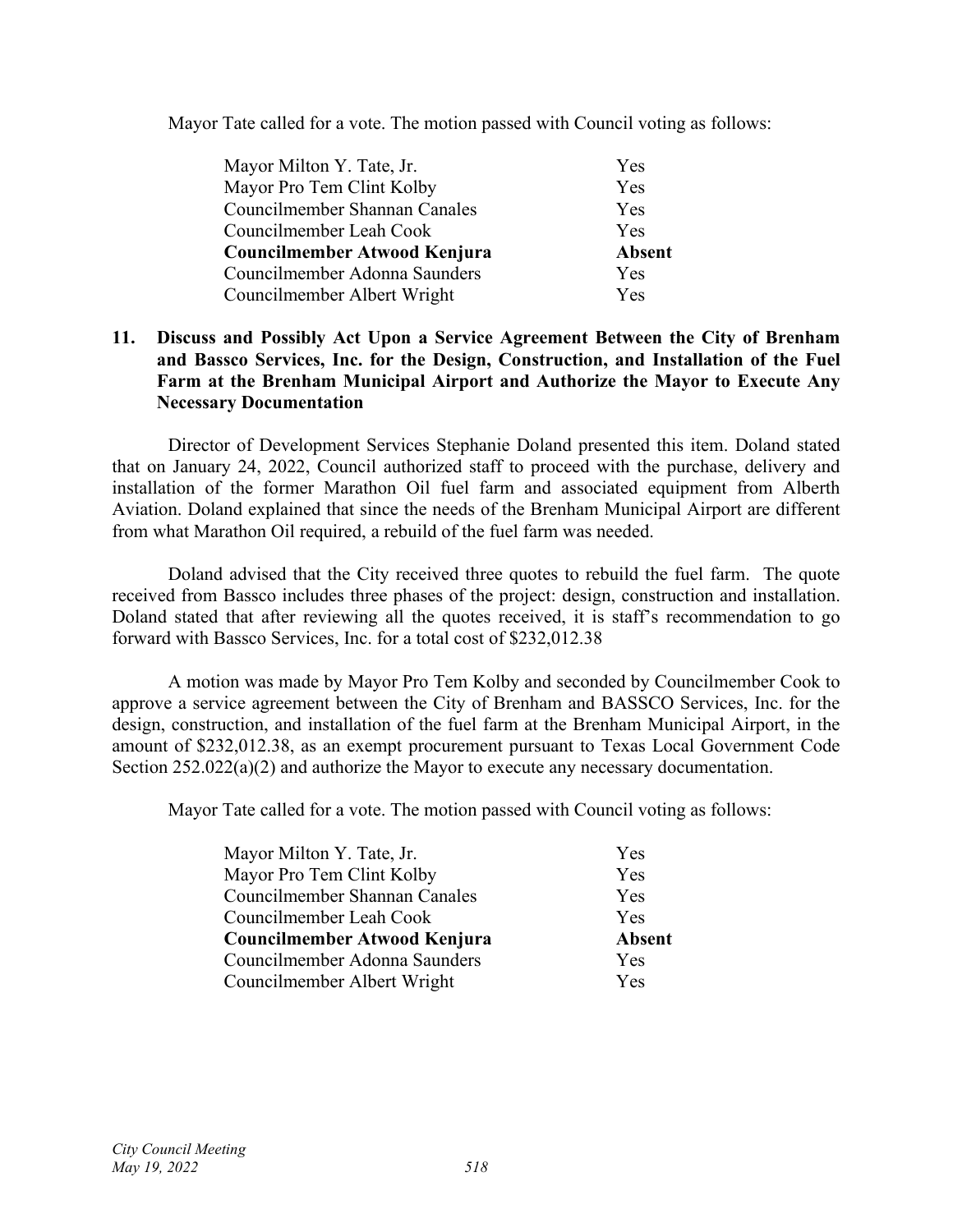Mayor Tate called for a vote. The motion passed with Council voting as follows:

| | |
|---|---|
| Mayor Milton Y. Tate, Jr. | Yes |
| Mayor Pro Tem Clint Kolby | Yes |
| Councilmember Shannan Canales | Yes |
| Councilmember Leah Cook | Yes |
| **Councilmember Atwood Kenjura** | **Absent** |
| Councilmember Adonna Saunders | Yes |
| Councilmember Albert Wright | Yes |

**11. Discuss and Possibly Act Upon a Service Agreement Between the City of Brenham and Bassco Services, Inc. for the Design, Construction, and Installation of the Fuel Farm at the Brenham Municipal Airport and Authorize the Mayor to Execute Any Necessary Documentation**

Director of Development Services Stephanie Doland presented this item. Doland stated that on January 24, 2022, Council authorized staff to proceed with the purchase, delivery and installation of the former Marathon Oil fuel farm and associated equipment from Alberth Aviation. Doland explained that since the needs of the Brenham Municipal Airport are different from what Marathon Oil required, a rebuild of the fuel farm was needed.

Doland advised that the City received three quotes to rebuild the fuel farm. The quote received from Bassco includes three phases of the project: design, construction and installation. Doland stated that after reviewing all the quotes received, it is staff's recommendation to go forward with Bassco Services, Inc. for a total cost of $232,012.38

A motion was made by Mayor Pro Tem Kolby and seconded by Councilmember Cook to approve a service agreement between the City of Brenham and BASSCO Services, Inc. for the design, construction, and installation of the fuel farm at the Brenham Municipal Airport, in the amount of $232,012.38, as an exempt procurement pursuant to Texas Local Government Code Section 252.022(a)(2) and authorize the Mayor to execute any necessary documentation.

Mayor Tate called for a vote. The motion passed with Council voting as follows:

| | |
|---|---|
| Mayor Milton Y. Tate, Jr. | Yes |
| Mayor Pro Tem Clint Kolby | Yes |
| Councilmember Shannan Canales | Yes |
| Councilmember Leah Cook | Yes |
| **Councilmember Atwood Kenjura** | **Absent** |
| Councilmember Adonna Saunders | Yes |
| Councilmember Albert Wright | Yes |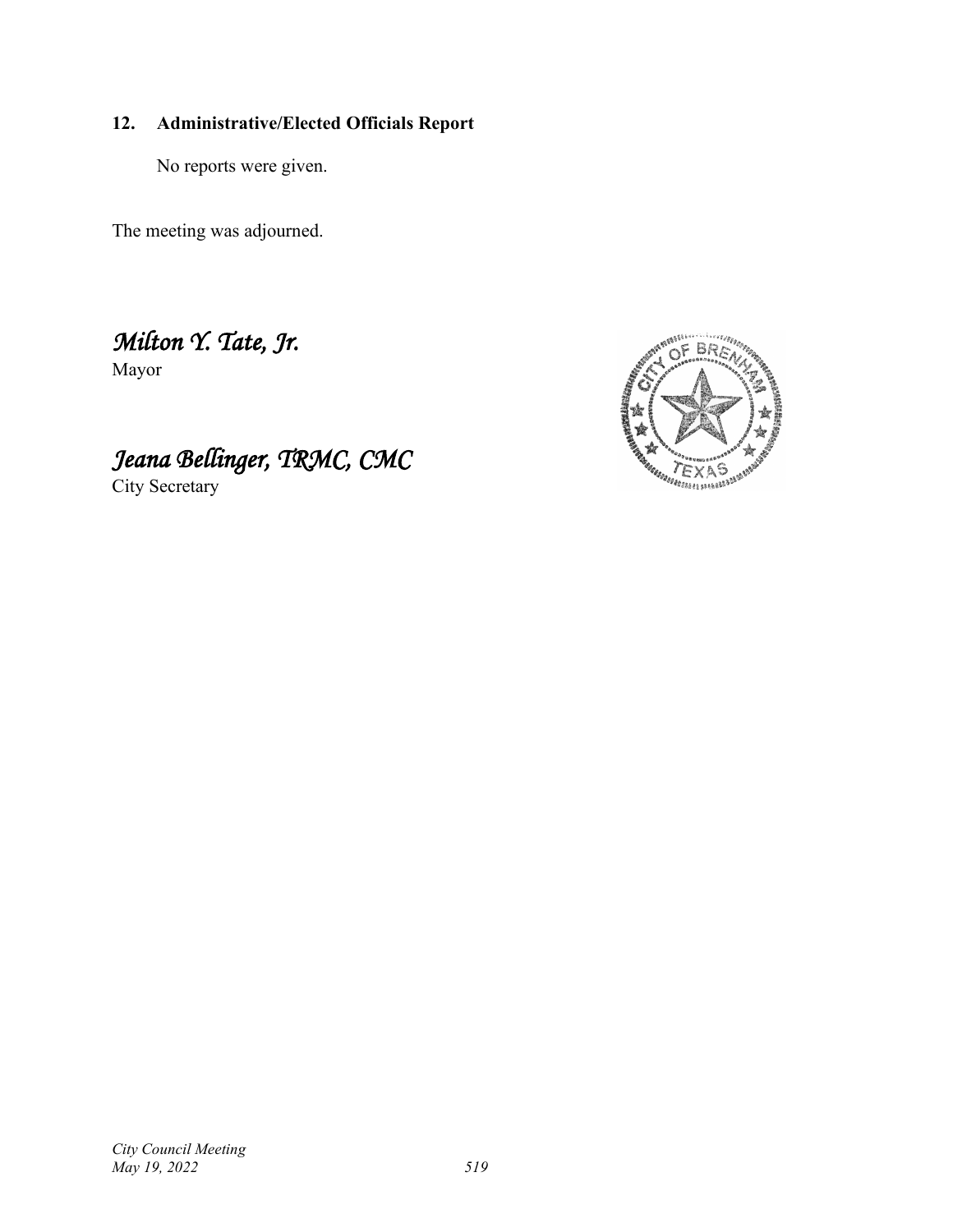**12. Administrative/Elected Officials Report**

No reports were given.

The meeting was adjourned.

*Milton Y. Tate, Jr.*
Mayor

*Jeana Bellinger, TRMC, CMC*
City Secretary